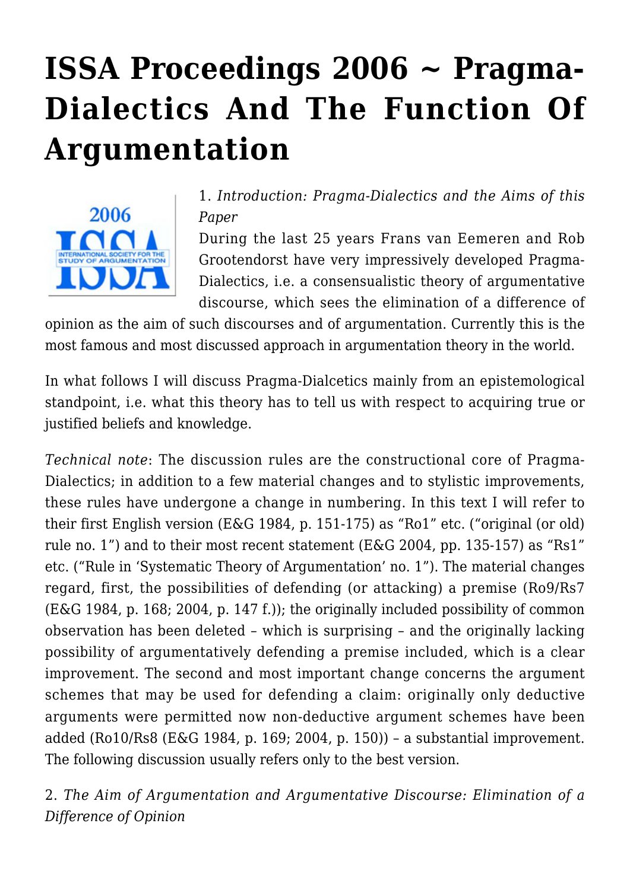# ISSA Proceedings 2006 ~ Pragma-Dialectics And The Function Of Argumentation

1. *Introduction: Pragma-Dialectics and the Aims of this Paper*

During the last 25 years Frans van Eemeren and Rob Grootendorst have very impressively developed Pragma-Dialectics, i.e. a consensualistic theory of argumentative discourse, which sees the elimination of a difference of opinion as the aim of such discourses and of argumentation. Currently this is the most famous and most discussed approach in argumentation theory in the world.

In what follows I will discuss Pragma-Dialcetics mainly from an epistemological standpoint, i.e. what this theory has to tell us with respect to acquiring true or justified beliefs and knowledge.

*Technical note*: The discussion rules are the constructional core of Pragma-Dialectics; in addition to a few material changes and to stylistic improvements, these rules have undergone a change in numbering. In this text I will refer to their first English version (E&G 1984, p. 151-175) as "Ro1" etc. ("original (or old) rule no. 1") and to their most recent statement (E&G 2004, pp. 135-157) as "Rs1" etc. ("Rule in 'Systematic Theory of Argumentation' no. 1"). The material changes regard, first, the possibilities of defending (or attacking) a premise (Ro9/Rs7 (E&G 1984, p. 168; 2004, p. 147 f.)); the originally included possibility of common observation has been deleted – which is surprising – and the originally lacking possibility of argumentatively defending a premise included, which is a clear improvement. The second and most important change concerns the argument schemes that may be used for defending a claim: originally only deductive arguments were permitted now non-deductive argument schemes have been added (Ro10/Rs8 (E&G 1984, p. 169; 2004, p. 150)) – a substantial improvement. The following discussion usually refers only to the best version.

2. *The Aim of Argumentation and Argumentative Discourse: Elimination of a Difference of Opinion*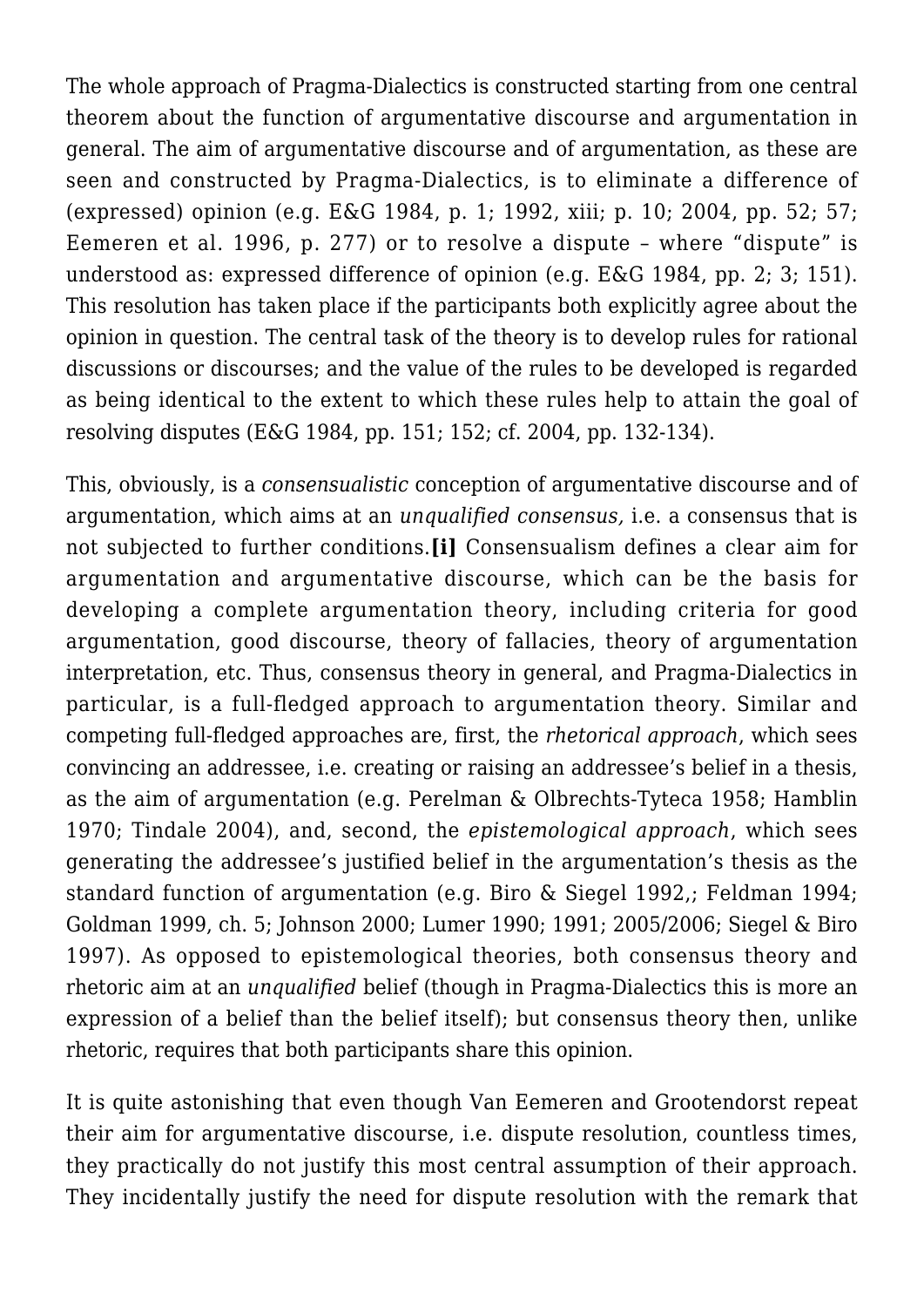The whole approach of Pragma-Dialectics is constructed starting from one central theorem about the function of argumentative discourse and argumentation in general. The aim of argumentative discourse and of argumentation, as these are seen and constructed by Pragma-Dialectics, is to eliminate a difference of (expressed) opinion (e.g. E&G 1984, p. 1; 1992, xiii; p. 10; 2004, pp. 52; 57; Eemeren et al. 1996, p. 277) or to resolve a dispute – where "dispute" is understood as: expressed difference of opinion (e.g. E&G 1984, pp. 2; 3; 151). This resolution has taken place if the participants both explicitly agree about the opinion in question. The central task of the theory is to develop rules for rational discussions or discourses; and the value of the rules to be developed is regarded as being identical to the extent to which these rules help to attain the goal of resolving disputes (E&G 1984, pp. 151; 152; cf. 2004, pp. 132-134).

This, obviously, is a *consensualistic* conception of argumentative discourse and of argumentation, which aims at an *unqualified consensus,* i.e. a consensus that is not subjected to further conditions.**[i]** Consensualism defines a clear aim for argumentation and argumentative discourse, which can be the basis for developing a complete argumentation theory, including criteria for good argumentation, good discourse, theory of fallacies, theory of argumentation interpretation, etc. Thus, consensus theory in general, and Pragma-Dialectics in particular, is a full-fledged approach to argumentation theory. Similar and competing full-fledged approaches are, first, the *rhetorical approach*, which sees convincing an addressee, i.e. creating or raising an addressee's belief in a thesis, as the aim of argumentation (e.g. Perelman & Olbrechts-Tyteca 1958; Hamblin 1970; Tindale 2004), and, second, the *epistemological approach*, which sees generating the addressee's justified belief in the argumentation's thesis as the standard function of argumentation (e.g. Biro & Siegel 1992,; Feldman 1994; Goldman 1999, ch. 5; Johnson 2000; Lumer 1990; 1991; 2005/2006; Siegel & Biro 1997). As opposed to epistemological theories, both consensus theory and rhetoric aim at an *unqualified* belief (though in Pragma-Dialectics this is more an expression of a belief than the belief itself); but consensus theory then, unlike rhetoric, requires that both participants share this opinion.

It is quite astonishing that even though Van Eemeren and Grootendorst repeat their aim for argumentative discourse, i.e. dispute resolution, countless times, they practically do not justify this most central assumption of their approach. They incidentally justify the need for dispute resolution with the remark that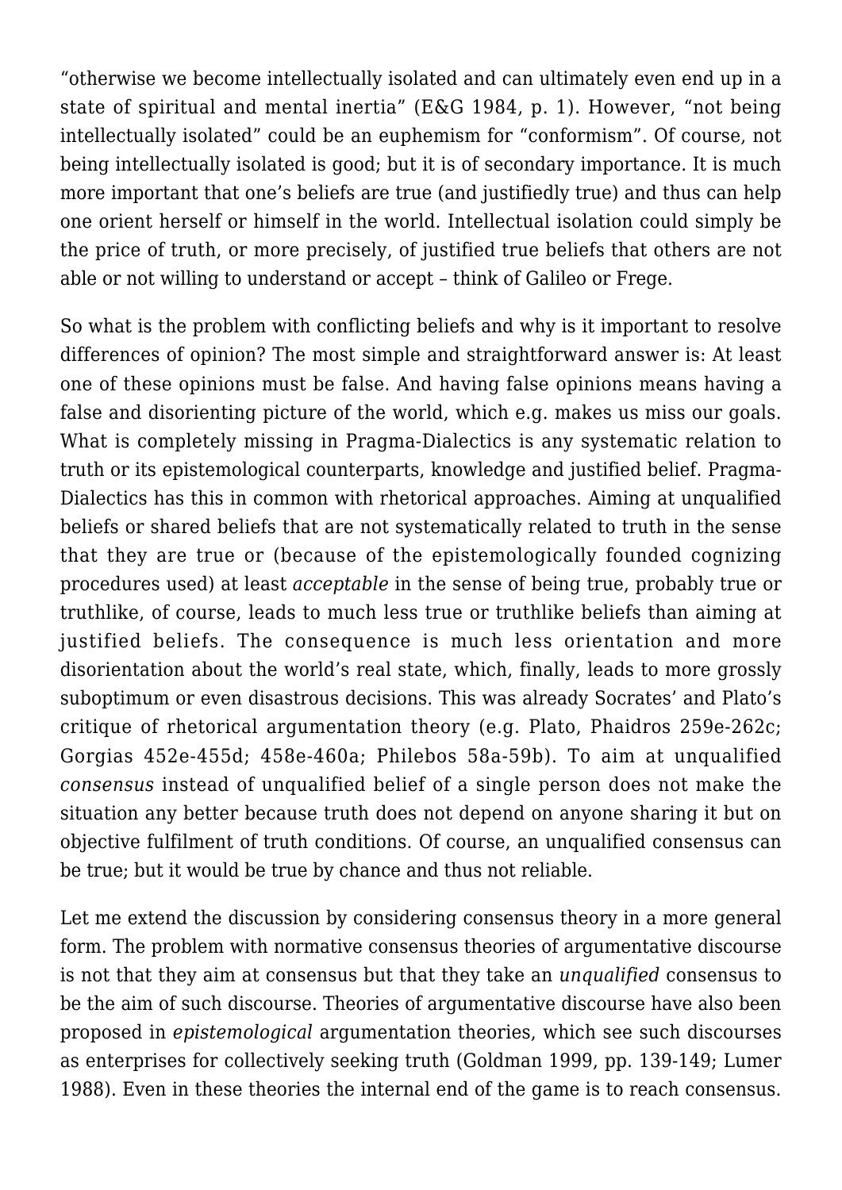"otherwise we become intellectually isolated and can ultimately even end up in a state of spiritual and mental inertia" (E&G 1984, p. 1). However, "not being intellectually isolated" could be an euphemism for "conformism". Of course, not being intellectually isolated is good; but it is of secondary importance. It is much more important that one's beliefs are true (and justifiedly true) and thus can help one orient herself or himself in the world. Intellectual isolation could simply be the price of truth, or more precisely, of justified true beliefs that others are not able or not willing to understand or accept – think of Galileo or Frege.

So what is the problem with conflicting beliefs and why is it important to resolve differences of opinion? The most simple and straightforward answer is: At least one of these opinions must be false. And having false opinions means having a false and disorienting picture of the world, which e.g. makes us miss our goals. What is completely missing in Pragma-Dialectics is any systematic relation to truth or its epistemological counterparts, knowledge and justified belief. Pragma-Dialectics has this in common with rhetorical approaches. Aiming at unqualified beliefs or shared beliefs that are not systematically related to truth in the sense that they are true or (because of the epistemologically founded cognizing procedures used) at least *acceptable* in the sense of being true, probably true or truthlike, of course, leads to much less true or truthlike beliefs than aiming at justified beliefs. The consequence is much less orientation and more disorientation about the world's real state, which, finally, leads to more grossly suboptimum or even disastrous decisions. This was already Socrates' and Plato's critique of rhetorical argumentation theory (e.g. Plato, Phaidros 259e-262c; Gorgias 452e-455d; 458e-460a; Philebos 58a-59b). To aim at unqualified *consensus* instead of unqualified belief of a single person does not make the situation any better because truth does not depend on anyone sharing it but on objective fulfilment of truth conditions. Of course, an unqualified consensus can be true; but it would be true by chance and thus not reliable.

Let me extend the discussion by considering consensus theory in a more general form. The problem with normative consensus theories of argumentative discourse is not that they aim at consensus but that they take an *unqualified* consensus to be the aim of such discourse. Theories of argumentative discourse have also been proposed in *epistemological* argumentation theories, which see such discourses as enterprises for collectively seeking truth (Goldman 1999, pp. 139-149; Lumer 1988). Even in these theories the internal end of the game is to reach consensus.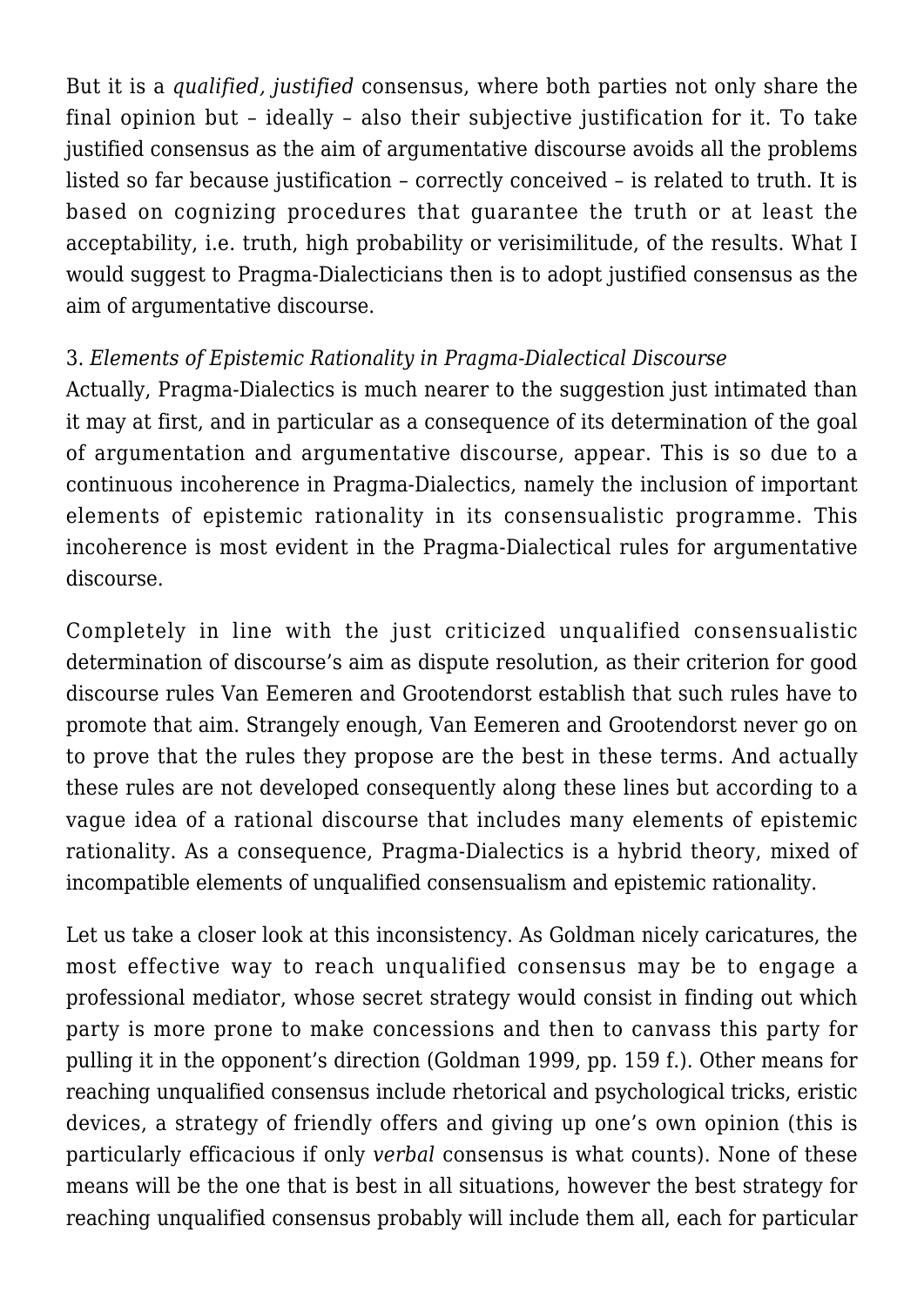But it is a *qualified, justified* consensus, where both parties not only share the final opinion but – ideally – also their subjective justification for it. To take justified consensus as the aim of argumentative discourse avoids all the problems listed so far because justification – correctly conceived – is related to truth. It is based on cognizing procedures that guarantee the truth or at least the acceptability, i.e. truth, high probability or verisimilitude, of the results. What I would suggest to Pragma-Dialecticians then is to adopt justified consensus as the aim of argumentative discourse.

### 3. *Elements of Epistemic Rationality in Pragma-Dialectical Discourse*

Actually, Pragma-Dialectics is much nearer to the suggestion just intimated than it may at first, and in particular as a consequence of its determination of the goal of argumentation and argumentative discourse, appear. This is so due to a continuous incoherence in Pragma-Dialectics, namely the inclusion of important elements of epistemic rationality in its consensualistic programme. This incoherence is most evident in the Pragma-Dialectical rules for argumentative discourse.

Completely in line with the just criticized unqualified consensualistic determination of discourse's aim as dispute resolution, as their criterion for good discourse rules Van Eemeren and Grootendorst establish that such rules have to promote that aim. Strangely enough, Van Eemeren and Grootendorst never go on to prove that the rules they propose are the best in these terms. And actually these rules are not developed consequently along these lines but according to a vague idea of a rational discourse that includes many elements of epistemic rationality. As a consequence, Pragma-Dialectics is a hybrid theory, mixed of incompatible elements of unqualified consensualism and epistemic rationality.

Let us take a closer look at this inconsistency. As Goldman nicely caricatures, the most effective way to reach unqualified consensus may be to engage a professional mediator, whose secret strategy would consist in finding out which party is more prone to make concessions and then to canvass this party for pulling it in the opponent's direction (Goldman 1999, pp. 159 f.). Other means for reaching unqualified consensus include rhetorical and psychological tricks, eristic devices, a strategy of friendly offers and giving up one's own opinion (this is particularly efficacious if only *verbal* consensus is what counts). None of these means will be the one that is best in all situations, however the best strategy for reaching unqualified consensus probably will include them all, each for particular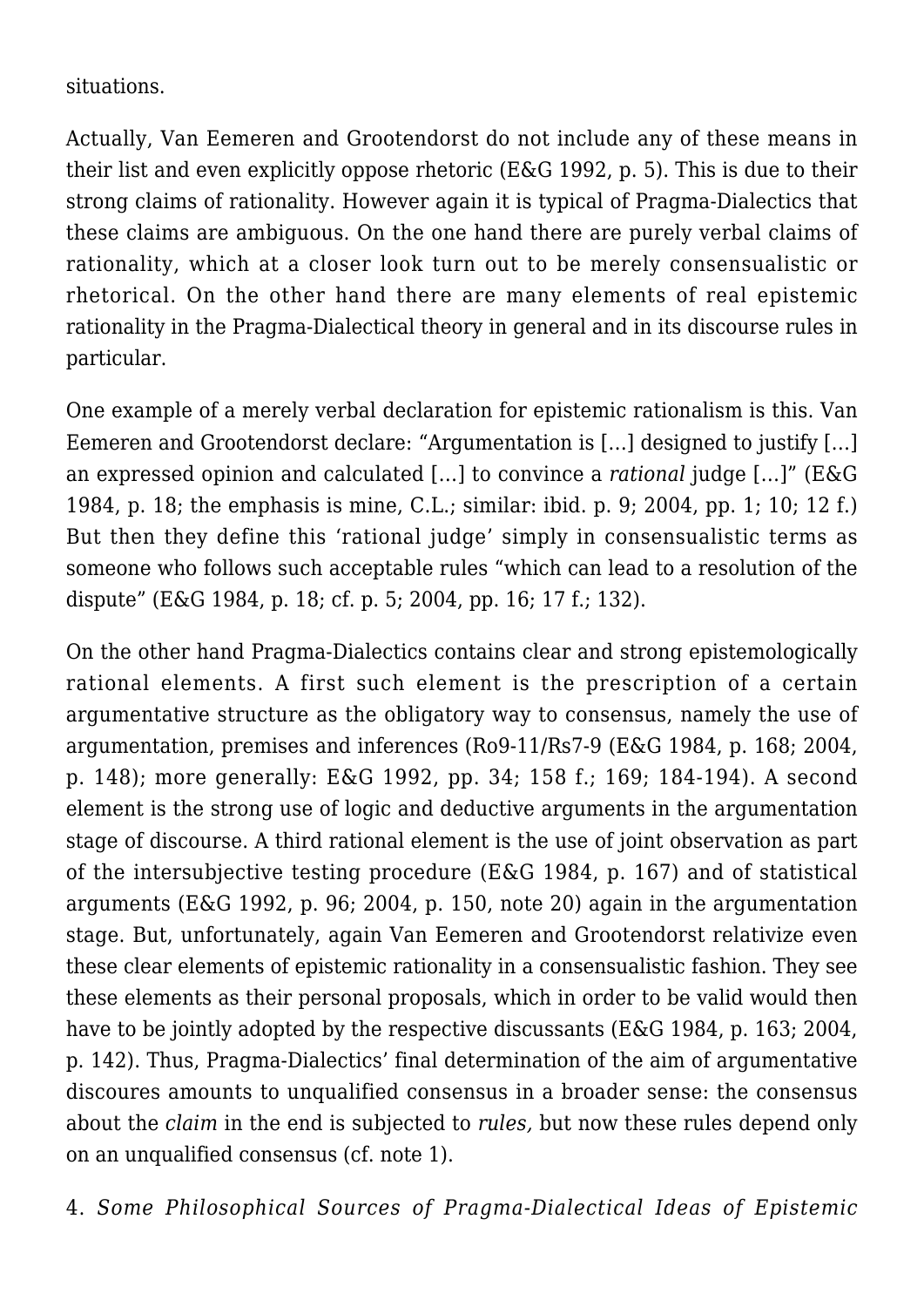situations.

Actually, Van Eemeren and Grootendorst do not include any of these means in their list and even explicitly oppose rhetoric (E&G 1992, p. 5). This is due to their strong claims of rationality. However again it is typical of Pragma-Dialectics that these claims are ambiguous. On the one hand there are purely verbal claims of rationality, which at a closer look turn out to be merely consensualistic or rhetorical. On the other hand there are many elements of real epistemic rationality in the Pragma-Dialectical theory in general and in its discourse rules in particular.

One example of a merely verbal declaration for epistemic rationalism is this. Van Eemeren and Grootendorst declare: "Argumentation is […] designed to justify […] an expressed opinion and calculated […] to convince a *rational* judge […]" (E&G 1984, p. 18; the emphasis is mine, C.L.; similar: ibid. p. 9; 2004, pp. 1; 10; 12 f.) But then they define this 'rational judge' simply in consensualistic terms as someone who follows such acceptable rules "which can lead to a resolution of the dispute" (E&G 1984, p. 18; cf. p. 5; 2004, pp. 16; 17 f.; 132).

On the other hand Pragma-Dialectics contains clear and strong epistemologically rational elements. A first such element is the prescription of a certain argumentative structure as the obligatory way to consensus, namely the use of argumentation, premises and inferences (Ro9-11/Rs7-9 (E&G 1984, p. 168; 2004, p. 148); more generally: E&G 1992, pp. 34; 158 f.; 169; 184-194). A second element is the strong use of logic and deductive arguments in the argumentation stage of discourse. A third rational element is the use of joint observation as part of the intersubjective testing procedure (E&G 1984, p. 167) and of statistical arguments (E&G 1992, p. 96; 2004, p. 150, note 20) again in the argumentation stage. But, unfortunately, again Van Eemeren and Grootendorst relativize even these clear elements of epistemic rationality in a consensualistic fashion. They see these elements as their personal proposals, which in order to be valid would then have to be jointly adopted by the respective discussants (E&G 1984, p. 163; 2004, p. 142). Thus, Pragma-Dialectics' final determination of the aim of argumentative discoures amounts to unqualified consensus in a broader sense: the consensus about the *claim* in the end is subjected to *rules,* but now these rules depend only on an unqualified consensus (cf. note 1).

## 4. *Some Philosophical Sources of Pragma-Dialectical Ideas of Epistemic*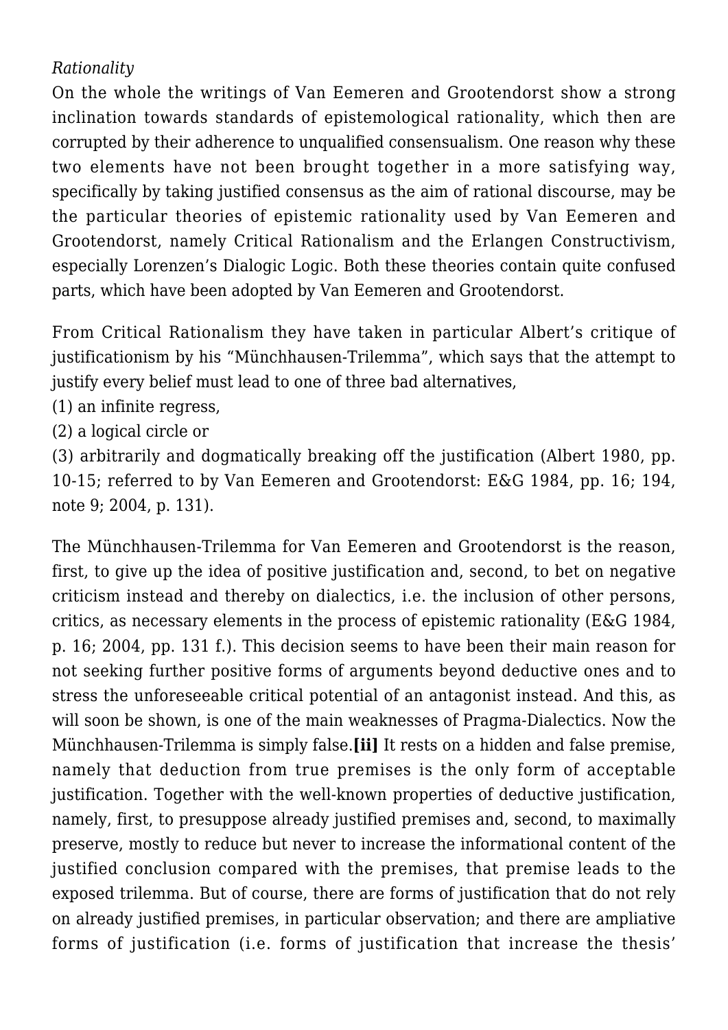*Rationality*

On the whole the writings of Van Eemeren and Grootendorst show a strong inclination towards standards of epistemological rationality, which then are corrupted by their adherence to unqualified consensualism. One reason why these two elements have not been brought together in a more satisfying way, specifically by taking justified consensus as the aim of rational discourse, may be the particular theories of epistemic rationality used by Van Eemeren and Grootendorst, namely Critical Rationalism and the Erlangen Constructivism, especially Lorenzen's Dialogic Logic. Both these theories contain quite confused parts, which have been adopted by Van Eemeren and Grootendorst.

From Critical Rationalism they have taken in particular Albert's critique of justificationism by his "Münchhausen-Trilemma", which says that the attempt to justify every belief must lead to one of three bad alternatives,

(1) an infinite regress,
(2) a logical circle or
(3) arbitrarily and dogmatically breaking off the justification (Albert 1980, pp. 10-15; referred to by Van Eemeren and Grootendorst: E&G 1984, pp. 16; 194, note 9; 2004, p. 131).

The Münchhausen-Trilemma for Van Eemeren and Grootendorst is the reason, first, to give up the idea of positive justification and, second, to bet on negative criticism instead and thereby on dialectics, i.e. the inclusion of other persons, critics, as necessary elements in the process of epistemic rationality (E&G 1984, p. 16; 2004, pp. 131 f.). This decision seems to have been their main reason for not seeking further positive forms of arguments beyond deductive ones and to stress the unforeseeable critical potential of an antagonist instead. And this, as will soon be shown, is one of the main weaknesses of Pragma-Dialectics. Now the Münchhausen-Trilemma is simply false.**[ii]** It rests on a hidden and false premise, namely that deduction from true premises is the only form of acceptable justification. Together with the well-known properties of deductive justification, namely, first, to presuppose already justified premises and, second, to maximally preserve, mostly to reduce but never to increase the informational content of the justified conclusion compared with the premises, that premise leads to the exposed trilemma. But of course, there are forms of justification that do not rely on already justified premises, in particular observation; and there are ampliative forms of justification (i.e. forms of justification that increase the thesis'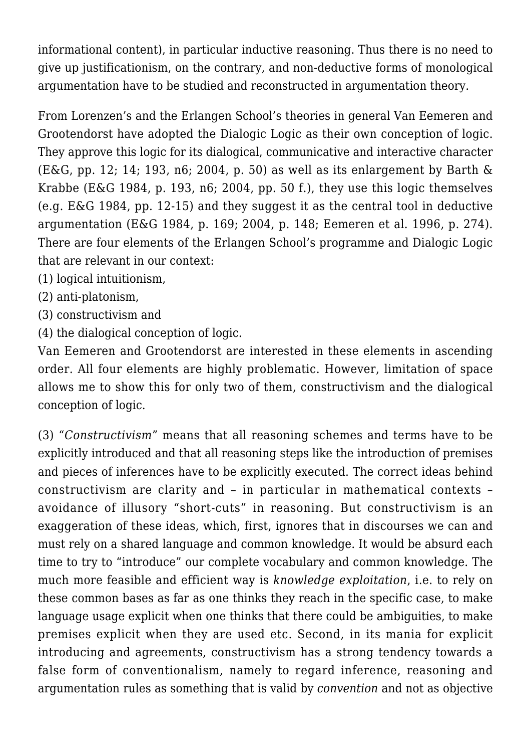informational content), in particular inductive reasoning. Thus there is no need to give up justificationism, on the contrary, and non-deductive forms of monological argumentation have to be studied and reconstructed in argumentation theory.

From Lorenzen's and the Erlangen School's theories in general Van Eemeren and Grootendorst have adopted the Dialogic Logic as their own conception of logic. They approve this logic for its dialogical, communicative and interactive character (E&G, pp. 12; 14; 193, n6; 2004, p. 50) as well as its enlargement by Barth & Krabbe (E&G 1984, p. 193, n6; 2004, pp. 50 f.), they use this logic themselves (e.g. E&G 1984, pp. 12-15) and they suggest it as the central tool in deductive argumentation (E&G 1984, p. 169; 2004, p. 148; Eemeren et al. 1996, p. 274). There are four elements of the Erlangen School's programme and Dialogic Logic that are relevant in our context:

(1) logical intuitionism,
(2) anti-platonism,
(3) constructivism and
(4) the dialogical conception of logic.

Van Eemeren and Grootendorst are interested in these elements in ascending order. All four elements are highly problematic. However, limitation of space allows me to show this for only two of them, constructivism and the dialogical conception of logic.

(3) "*Constructivism*" means that all reasoning schemes and terms have to be explicitly introduced and that all reasoning steps like the introduction of premises and pieces of inferences have to be explicitly executed. The correct ideas behind constructivism are clarity and – in particular in mathematical contexts – avoidance of illusory "short-cuts" in reasoning. But constructivism is an exaggeration of these ideas, which, first, ignores that in discourses we can and must rely on a shared language and common knowledge. It would be absurd each time to try to "introduce" our complete vocabulary and common knowledge. The much more feasible and efficient way is *knowledge exploitation*, i.e. to rely on these common bases as far as one thinks they reach in the specific case, to make language usage explicit when one thinks that there could be ambiguities, to make premises explicit when they are used etc. Second, in its mania for explicit introducing and agreements, constructivism has a strong tendency towards a false form of conventionalism, namely to regard inference, reasoning and argumentation rules as something that is valid by *convention* and not as objective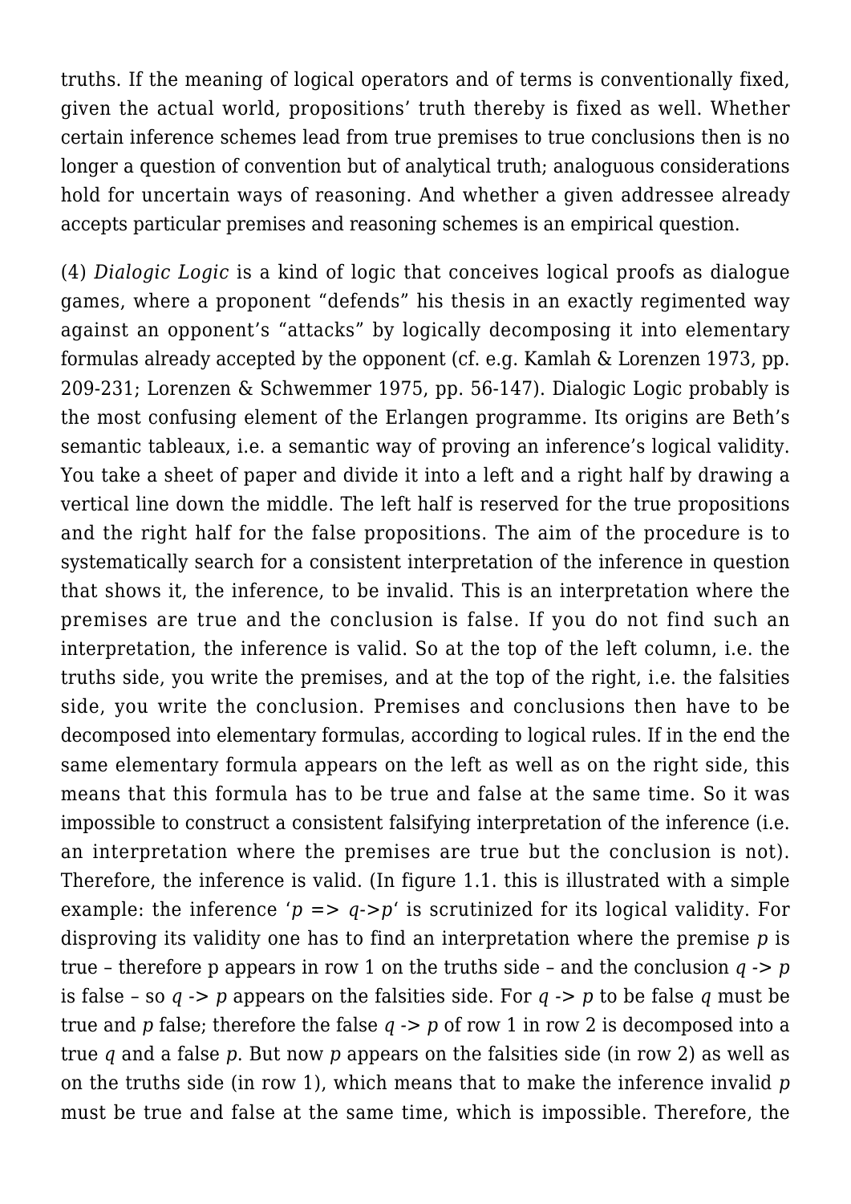truths. If the meaning of logical operators and of terms is conventionally fixed, given the actual world, propositions' truth thereby is fixed as well. Whether certain inference schemes lead from true premises to true conclusions then is no longer a question of convention but of analytical truth; analoguous considerations hold for uncertain ways of reasoning. And whether a given addressee already accepts particular premises and reasoning schemes is an empirical question.

(4) *Dialogic Logic* is a kind of logic that conceives logical proofs as dialogue games, where a proponent "defends" his thesis in an exactly regimented way against an opponent's "attacks" by logically decomposing it into elementary formulas already accepted by the opponent (cf. e.g. Kamlah & Lorenzen 1973, pp. 209-231; Lorenzen & Schwemmer 1975, pp. 56-147). Dialogic Logic probably is the most confusing element of the Erlangen programme. Its origins are Beth's semantic tableaux, i.e. a semantic way of proving an inference's logical validity. You take a sheet of paper and divide it into a left and a right half by drawing a vertical line down the middle. The left half is reserved for the true propositions and the right half for the false propositions. The aim of the procedure is to systematically search for a consistent interpretation of the inference in question that shows it, the inference, to be invalid. This is an interpretation where the premises are true and the conclusion is false. If you do not find such an interpretation, the inference is valid. So at the top of the left column, i.e. the truths side, you write the premises, and at the top of the right, i.e. the falsities side, you write the conclusion. Premises and conclusions then have to be decomposed into elementary formulas, according to logical rules. If in the end the same elementary formula appears on the left as well as on the right side, this means that this formula has to be true and false at the same time. So it was impossible to construct a consistent falsifying interpretation of the inference (i.e. an interpretation where the premises are true but the conclusion is not). Therefore, the inference is valid. (In figure 1.1. this is illustrated with a simple example: the inference '$p \Rightarrow q \rightarrow p$' is scrutinized for its logical validity. For disproving its validity one has to find an interpretation where the premise $p$ is true – therefore p appears in row 1 on the truths side – and the conclusion $q \rightarrow p$ is false – so $q \rightarrow p$ appears on the falsities side. For $q \rightarrow p$ to be false $q$ must be true and $p$ false; therefore the false $q \rightarrow p$ of row 1 in row 2 is decomposed into a true $q$ and a false $p$. But now $p$ appears on the falsities side (in row 2) as well as on the truths side (in row 1), which means that to make the inference invalid $p$ must be true and false at the same time, which is impossible. Therefore, the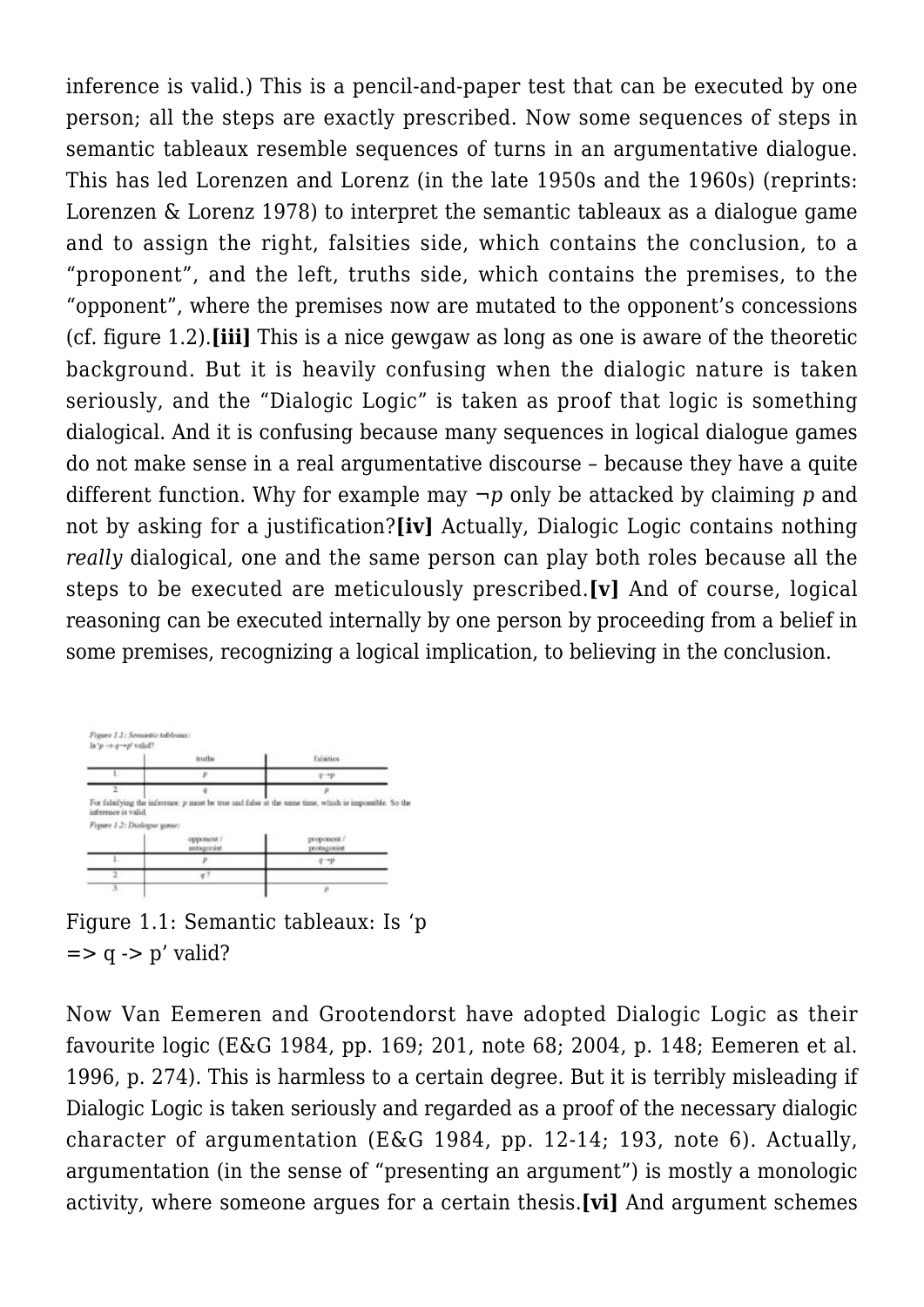inference is valid.) This is a pencil-and-paper test that can be executed by one person; all the steps are exactly prescribed. Now some sequences of steps in semantic tableaux resemble sequences of turns in an argumentative dialogue. This has led Lorenzen and Lorenz (in the late 1950s and the 1960s) (reprints: Lorenzen & Lorenz 1978) to interpret the semantic tableaux as a dialogue game and to assign the right, falsities side, which contains the conclusion, to a "proponent", and the left, truths side, which contains the premises, to the "opponent", where the premises now are mutated to the opponent's concessions (cf. figure 1.2).**[iii]** This is a nice gewgaw as long as one is aware of the theoretic background. But it is heavily confusing when the dialogic nature is taken seriously, and the "Dialogic Logic" is taken as proof that logic is something dialogical. And it is confusing because many sequences in logical dialogue games do not make sense in a real argumentative discourse – because they have a quite different function. Why for example may $\neg p$ only be attacked by claiming $p$ and not by asking for a justification?**[iv]** Actually, Dialogic Logic contains nothing *really* dialogical, one and the same person can play both roles because all the steps to be executed are meticulously prescribed.**[v]** And of course, logical reasoning can be executed internally by one person by proceeding from a belief in some premises, recognizing a logical implication, to believing in the conclusion.

*Figure 1.1: Semantic tableaux:*
Is '$p \Rightarrow q \rightarrow p$' valid?

| | truths | falsities |
|---|---|---|
| 1 | $p$ | $q \rightarrow p$ |
| 2 | $q$ | $p$ |

For falsifying the inference, $p$ must be true and false at the same time, which is impossible. So the inference is valid.

*Figure 1.2: Dialogue game:*

| | opponent / antagonist | proponent / protagonist |
|---|---|---|
| 1 | $p$ | $q \rightarrow p$ |
| 2 | $q$ ? | |
| 3 | | $p$ |

Figure 1.1: Semantic tableaux: Is 'p => q -> p' valid?

Now Van Eemeren and Grootendorst have adopted Dialogic Logic as their favourite logic (E&G 1984, pp. 169; 201, note 68; 2004, p. 148; Eemeren et al. 1996, p. 274). This is harmless to a certain degree. But it is terribly misleading if Dialogic Logic is taken seriously and regarded as a proof of the necessary dialogic character of argumentation (E&G 1984, pp. 12-14; 193, note 6). Actually, argumentation (in the sense of "presenting an argument") is mostly a monologic activity, where someone argues for a certain thesis.**[vi]** And argument schemes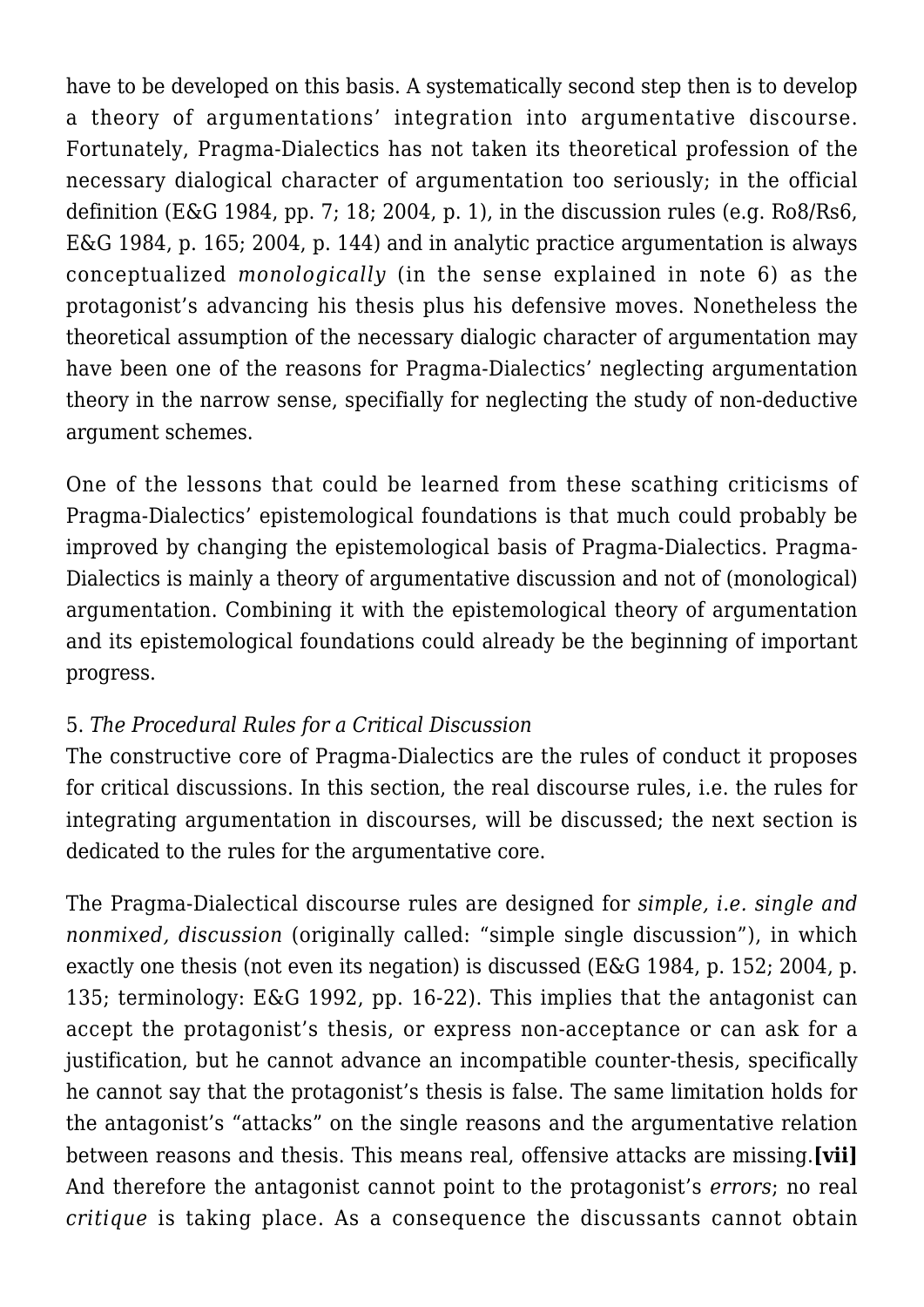have to be developed on this basis. A systematically second step then is to develop a theory of argumentations' integration into argumentative discourse. Fortunately, Pragma-Dialectics has not taken its theoretical profession of the necessary dialogical character of argumentation too seriously; in the official definition (E&G 1984, pp. 7; 18; 2004, p. 1), in the discussion rules (e.g. Ro8/Rs6, E&G 1984, p. 165; 2004, p. 144) and in analytic practice argumentation is always conceptualized *monologically* (in the sense explained in note 6) as the protagonist's advancing his thesis plus his defensive moves. Nonetheless the theoretical assumption of the necessary dialogic character of argumentation may have been one of the reasons for Pragma-Dialectics' neglecting argumentation theory in the narrow sense, specifially for neglecting the study of non-deductive argument schemes.

One of the lessons that could be learned from these scathing criticisms of Pragma-Dialectics' epistemological foundations is that much could probably be improved by changing the epistemological basis of Pragma-Dialectics. Pragma-Dialectics is mainly a theory of argumentative discussion and not of (monological) argumentation. Combining it with the epistemological theory of argumentation and its epistemological foundations could already be the beginning of important progress.

5. *The Procedural Rules for a Critical Discussion*

The constructive core of Pragma-Dialectics are the rules of conduct it proposes for critical discussions. In this section, the real discourse rules, i.e. the rules for integrating argumentation in discourses, will be discussed; the next section is dedicated to the rules for the argumentative core.

The Pragma-Dialectical discourse rules are designed for *simple, i.e. single and nonmixed, discussion* (originally called: "simple single discussion"), in which exactly one thesis (not even its negation) is discussed (E&G 1984, p. 152; 2004, p. 135; terminology: E&G 1992, pp. 16-22). This implies that the antagonist can accept the protagonist's thesis, or express non-acceptance or can ask for a justification, but he cannot advance an incompatible counter-thesis, specifically he cannot say that the protagonist's thesis is false. The same limitation holds for the antagonist's "attacks" on the single reasons and the argumentative relation between reasons and thesis. This means real, offensive attacks are missing.**[vii]** And therefore the antagonist cannot point to the protagonist's *errors*; no real *critique* is taking place. As a consequence the discussants cannot obtain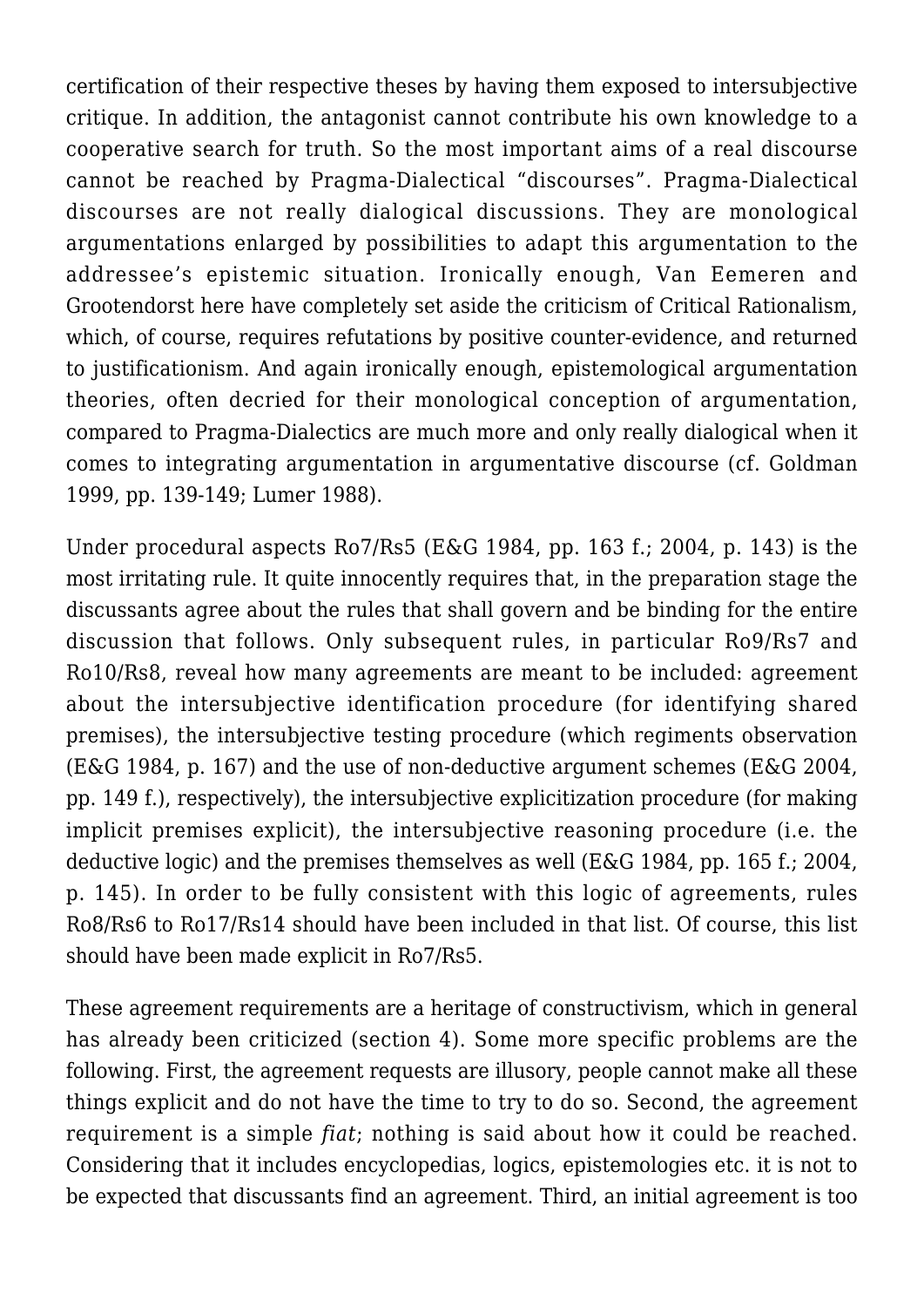certification of their respective theses by having them exposed to intersubjective critique. In addition, the antagonist cannot contribute his own knowledge to a cooperative search for truth. So the most important aims of a real discourse cannot be reached by Pragma-Dialectical "discourses". Pragma-Dialectical discourses are not really dialogical discussions. They are monological argumentations enlarged by possibilities to adapt this argumentation to the addressee's epistemic situation. Ironically enough, Van Eemeren and Grootendorst here have completely set aside the criticism of Critical Rationalism, which, of course, requires refutations by positive counter-evidence, and returned to justificationism. And again ironically enough, epistemological argumentation theories, often decried for their monological conception of argumentation, compared to Pragma-Dialectics are much more and only really dialogical when it comes to integrating argumentation in argumentative discourse (cf. Goldman 1999, pp. 139-149; Lumer 1988).

Under procedural aspects Ro7/Rs5 (E&G 1984, pp. 163 f.; 2004, p. 143) is the most irritating rule. It quite innocently requires that, in the preparation stage the discussants agree about the rules that shall govern and be binding for the entire discussion that follows. Only subsequent rules, in particular Ro9/Rs7 and Ro10/Rs8, reveal how many agreements are meant to be included: agreement about the intersubjective identification procedure (for identifying shared premises), the intersubjective testing procedure (which regiments observation (E&G 1984, p. 167) and the use of non-deductive argument schemes (E&G 2004, pp. 149 f.), respectively), the intersubjective explicitization procedure (for making implicit premises explicit), the intersubjective reasoning procedure (i.e. the deductive logic) and the premises themselves as well (E&G 1984, pp. 165 f.; 2004, p. 145). In order to be fully consistent with this logic of agreements, rules Ro8/Rs6 to Ro17/Rs14 should have been included in that list. Of course, this list should have been made explicit in Ro7/Rs5.

These agreement requirements are a heritage of constructivism, which in general has already been criticized (section 4). Some more specific problems are the following. First, the agreement requests are illusory, people cannot make all these things explicit and do not have the time to try to do so. Second, the agreement requirement is a simple *fiat*; nothing is said about how it could be reached. Considering that it includes encyclopedias, logics, epistemologies etc. it is not to be expected that discussants find an agreement. Third, an initial agreement is too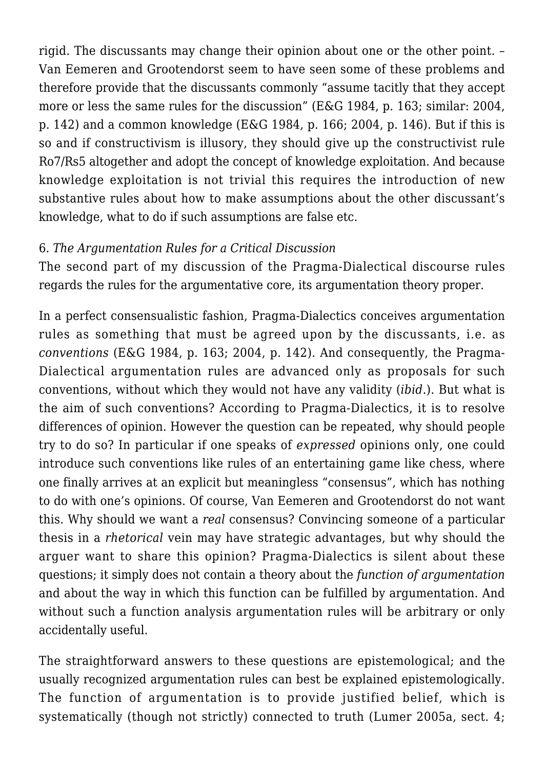rigid. The discussants may change their opinion about one or the other point. – Van Eemeren and Grootendorst seem to have seen some of these problems and therefore provide that the discussants commonly "assume tacitly that they accept more or less the same rules for the discussion" (E&G 1984, p. 163; similar: 2004, p. 142) and a common knowledge (E&G 1984, p. 166; 2004, p. 146). But if this is so and if constructivism is illusory, they should give up the constructivist rule Ro7/Rs5 altogether and adopt the concept of knowledge exploitation. And because knowledge exploitation is not trivial this requires the introduction of new substantive rules about how to make assumptions about the other discussant's knowledge, what to do if such assumptions are false etc.

6. *The Argumentation Rules for a Critical Discussion*

The second part of my discussion of the Pragma-Dialectical discourse rules regards the rules for the argumentative core, its argumentation theory proper.

In a perfect consensualistic fashion, Pragma-Dialectics conceives argumentation rules as something that must be agreed upon by the discussants, i.e. as *conventions* (E&G 1984, p. 163; 2004, p. 142). And consequently, the Pragma-Dialectical argumentation rules are advanced only as proposals for such conventions, without which they would not have any validity (*ibid*.). But what is the aim of such conventions? According to Pragma-Dialectics, it is to resolve differences of opinion. However the question can be repeated, why should people try to do so? In particular if one speaks of *expressed* opinions only, one could introduce such conventions like rules of an entertaining game like chess, where one finally arrives at an explicit but meaningless "consensus", which has nothing to do with one's opinions. Of course, Van Eemeren and Grootendorst do not want this. Why should we want a *real* consensus? Convincing someone of a particular thesis in a *rhetorical* vein may have strategic advantages, but why should the arguer want to share this opinion? Pragma-Dialectics is silent about these questions; it simply does not contain a theory about the *function of argumentation* and about the way in which this function can be fulfilled by argumentation. And without such a function analysis argumentation rules will be arbitrary or only accidentally useful.

The straightforward answers to these questions are epistemological; and the usually recognized argumentation rules can best be explained epistemologically. The function of argumentation is to provide justified belief, which is systematically (though not strictly) connected to truth (Lumer 2005a, sect. 4;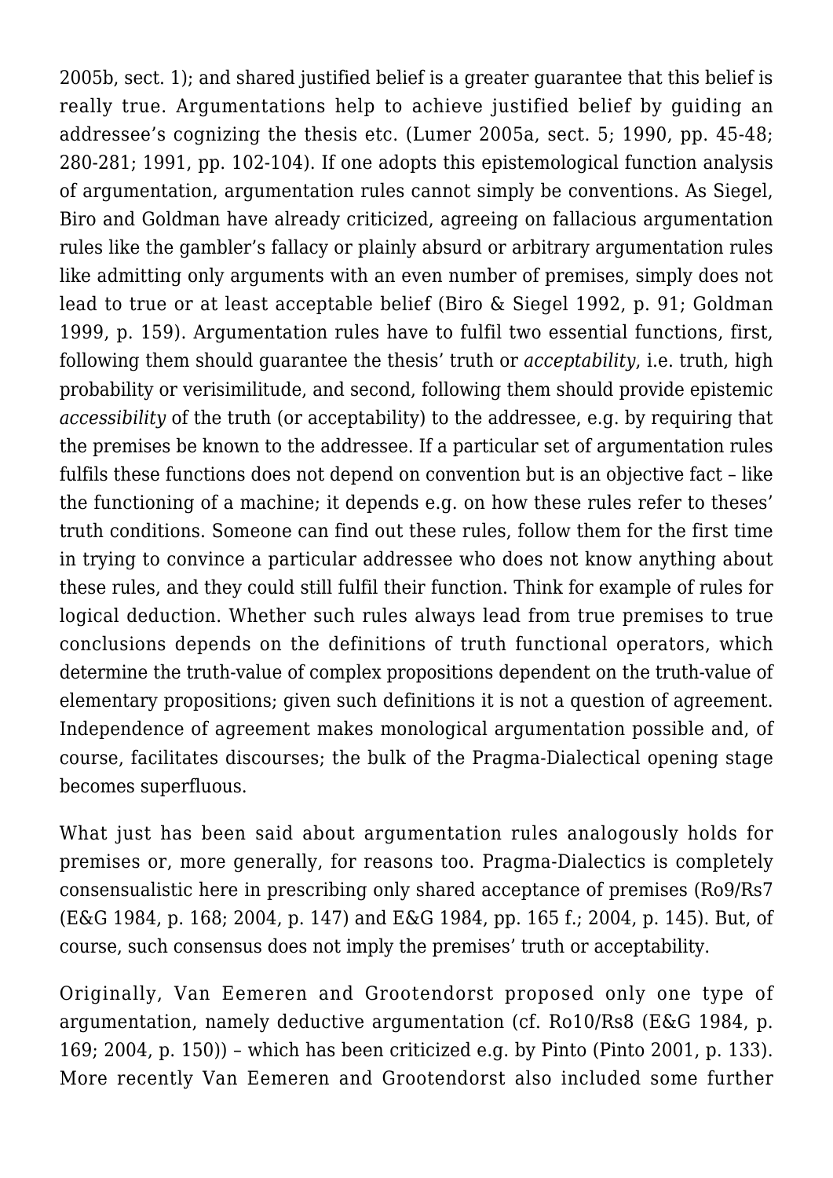2005b, sect. 1); and shared justified belief is a greater guarantee that this belief is really true. Argumentations help to achieve justified belief by guiding an addressee's cognizing the thesis etc. (Lumer 2005a, sect. 5; 1990, pp. 45-48; 280-281; 1991, pp. 102-104). If one adopts this epistemological function analysis of argumentation, argumentation rules cannot simply be conventions. As Siegel, Biro and Goldman have already criticized, agreeing on fallacious argumentation rules like the gambler's fallacy or plainly absurd or arbitrary argumentation rules like admitting only arguments with an even number of premises, simply does not lead to true or at least acceptable belief (Biro & Siegel 1992, p. 91; Goldman 1999, p. 159). Argumentation rules have to fulfil two essential functions, first, following them should guarantee the thesis' truth or *acceptability*, i.e. truth, high probability or verisimilitude, and second, following them should provide epistemic *accessibility* of the truth (or acceptability) to the addressee, e.g. by requiring that the premises be known to the addressee. If a particular set of argumentation rules fulfils these functions does not depend on convention but is an objective fact – like the functioning of a machine; it depends e.g. on how these rules refer to theses' truth conditions. Someone can find out these rules, follow them for the first time in trying to convince a particular addressee who does not know anything about these rules, and they could still fulfil their function. Think for example of rules for logical deduction. Whether such rules always lead from true premises to true conclusions depends on the definitions of truth functional operators, which determine the truth-value of complex propositions dependent on the truth-value of elementary propositions; given such definitions it is not a question of agreement. Independence of agreement makes monological argumentation possible and, of course, facilitates discourses; the bulk of the Pragma-Dialectical opening stage becomes superfluous.

What just has been said about argumentation rules analogously holds for premises or, more generally, for reasons too. Pragma-Dialectics is completely consensualistic here in prescribing only shared acceptance of premises (Ro9/Rs7 (E&G 1984, p. 168; 2004, p. 147) and E&G 1984, pp. 165 f.; 2004, p. 145). But, of course, such consensus does not imply the premises' truth or acceptability.

Originally, Van Eemeren and Grootendorst proposed only one type of argumentation, namely deductive argumentation (cf. Ro10/Rs8 (E&G 1984, p. 169; 2004, p. 150)) – which has been criticized e.g. by Pinto (Pinto 2001, p. 133). More recently Van Eemeren and Grootendorst also included some further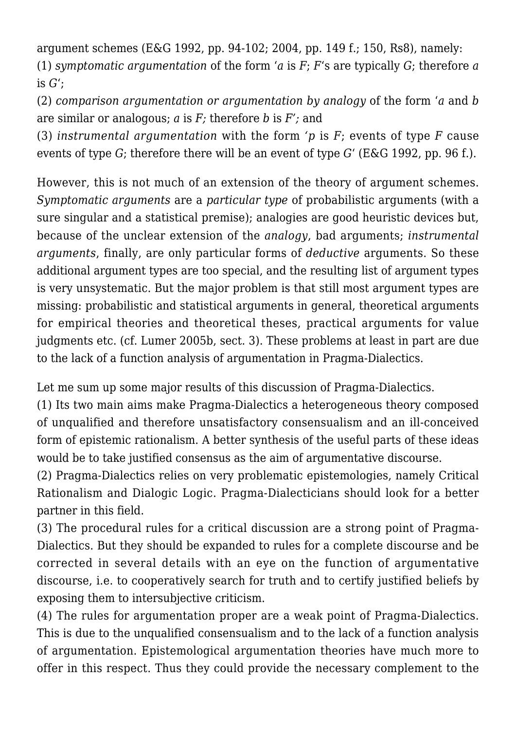argument schemes (E&G 1992, pp. 94-102; 2004, pp. 149 f.; 150, Rs8), namely:
(1) *symptomatic argumentation* of the form '*a* is *F*; *F*'s are typically *G*; therefore *a* is *G*';
(2) *comparison argumentation or argumentation by analogy* of the form '*a* and *b* are similar or analogous; *a* is *F;* therefore *b* is *F';* and
(3) *instrumental argumentation* with the form '*p* is *F*; events of type *F* cause events of type *G*; therefore there will be an event of type *G*' (E&G 1992, pp. 96 f.).

However, this is not much of an extension of the theory of argument schemes. *Symptomatic arguments* are a *particular type* of probabilistic arguments (with a sure singular and a statistical premise); analogies are good heuristic devices but, because of the unclear extension of the *analogy*, bad arguments; *instrumental arguments*, finally, are only particular forms of *deductive* arguments. So these additional argument types are too special, and the resulting list of argument types is very unsystematic. But the major problem is that still most argument types are missing: probabilistic and statistical arguments in general, theoretical arguments for empirical theories and theoretical theses, practical arguments for value judgments etc. (cf. Lumer 2005b, sect. 3). These problems at least in part are due to the lack of a function analysis of argumentation in Pragma-Dialectics.

Let me sum up some major results of this discussion of Pragma-Dialectics.
(1) Its two main aims make Pragma-Dialectics a heterogeneous theory composed of unqualified and therefore unsatisfactory consensualism and an ill-conceived form of epistemic rationalism. A better synthesis of the useful parts of these ideas would be to take justified consensus as the aim of argumentative discourse.
(2) Pragma-Dialectics relies on very problematic epistemologies, namely Critical Rationalism and Dialogic Logic. Pragma-Dialecticians should look for a better partner in this field.
(3) The procedural rules for a critical discussion are a strong point of Pragma-Dialectics. But they should be expanded to rules for a complete discourse and be corrected in several details with an eye on the function of argumentative discourse, i.e. to cooperatively search for truth and to certify justified beliefs by exposing them to intersubjective criticism.
(4) The rules for argumentation proper are a weak point of Pragma-Dialectics. This is due to the unqualified consensualism and to the lack of a function analysis of argumentation. Epistemological argumentation theories have much more to offer in this respect. Thus they could provide the necessary complement to the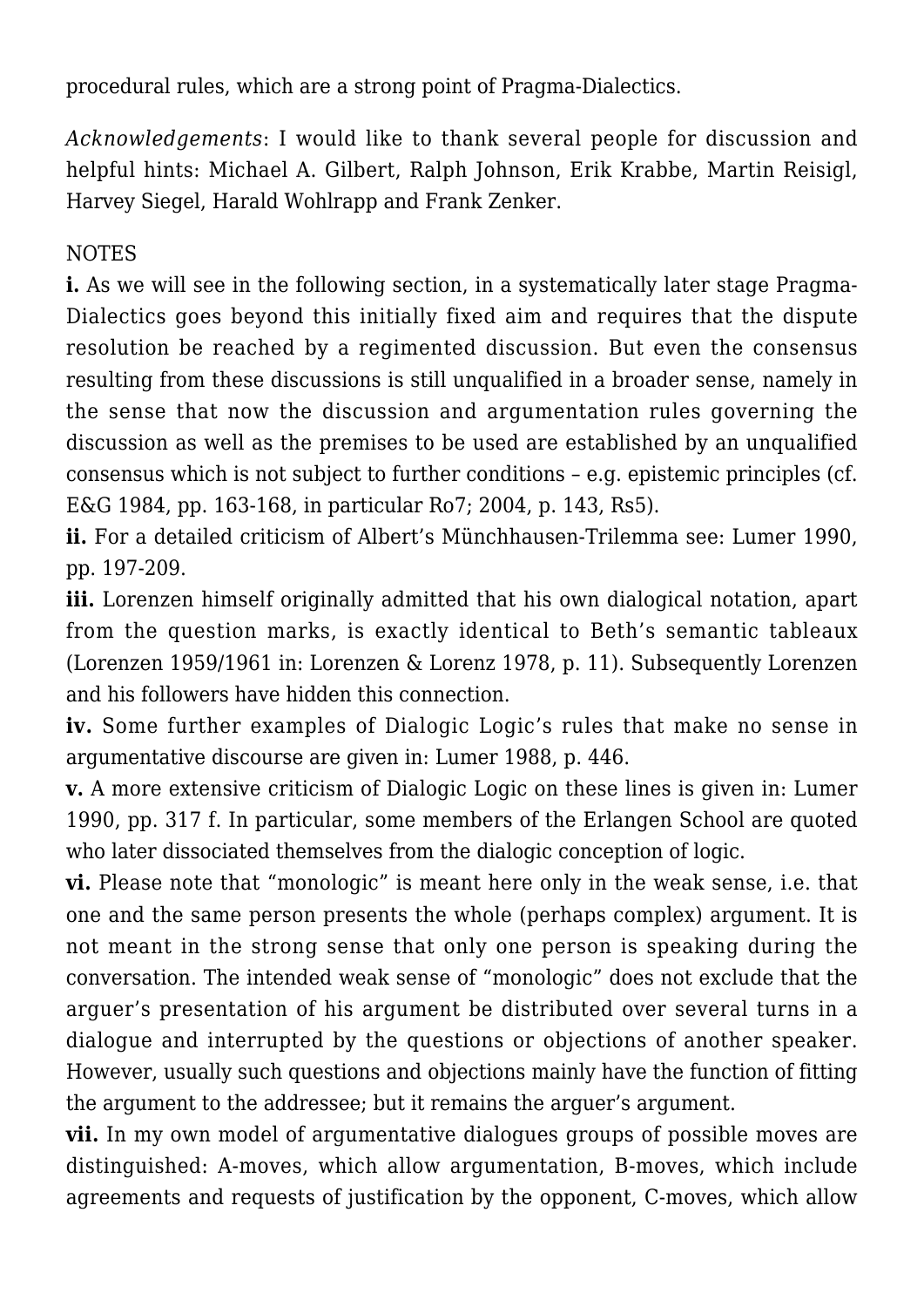procedural rules, which are a strong point of Pragma-Dialectics.

*Acknowledgements*: I would like to thank several people for discussion and helpful hints: Michael A. Gilbert, Ralph Johnson, Erik Krabbe, Martin Reisigl, Harvey Siegel, Harald Wohlrapp and Frank Zenker.

NOTES

**i.** As we will see in the following section, in a systematically later stage Pragma-Dialectics goes beyond this initially fixed aim and requires that the dispute resolution be reached by a regimented discussion. But even the consensus resulting from these discussions is still unqualified in a broader sense, namely in the sense that now the discussion and argumentation rules governing the discussion as well as the premises to be used are established by an unqualified consensus which is not subject to further conditions – e.g. epistemic principles (cf. E&G 1984, pp. 163-168, in particular Ro7; 2004, p. 143, Rs5).

**ii.** For a detailed criticism of Albert's Münchhausen-Trilemma see: Lumer 1990, pp. 197-209.

**iii.** Lorenzen himself originally admitted that his own dialogical notation, apart from the question marks, is exactly identical to Beth's semantic tableaux (Lorenzen 1959/1961 in: Lorenzen & Lorenz 1978, p. 11). Subsequently Lorenzen and his followers have hidden this connection.

**iv.** Some further examples of Dialogic Logic's rules that make no sense in argumentative discourse are given in: Lumer 1988, p. 446.

**v.** A more extensive criticism of Dialogic Logic on these lines is given in: Lumer 1990, pp. 317 f. In particular, some members of the Erlangen School are quoted who later dissociated themselves from the dialogic conception of logic.

**vi.** Please note that "monologic" is meant here only in the weak sense, i.e. that one and the same person presents the whole (perhaps complex) argument. It is not meant in the strong sense that only one person is speaking during the conversation. The intended weak sense of "monologic" does not exclude that the arguer's presentation of his argument be distributed over several turns in a dialogue and interrupted by the questions or objections of another speaker. However, usually such questions and objections mainly have the function of fitting the argument to the addressee; but it remains the arguer's argument.

**vii.** In my own model of argumentative dialogues groups of possible moves are distinguished: A-moves, which allow argumentation, B-moves, which include agreements and requests of justification by the opponent, C-moves, which allow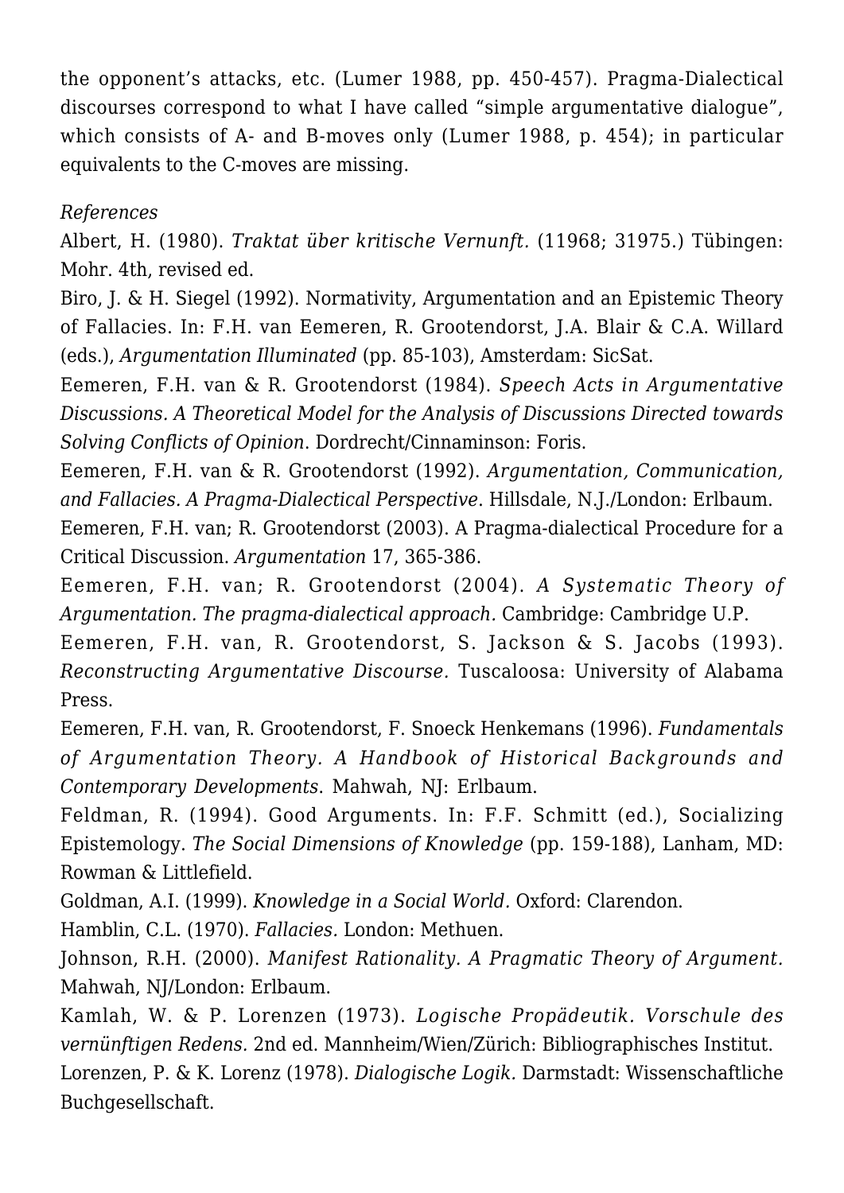the opponent's attacks, etc. (Lumer 1988, pp. 450-457). Pragma-Dialectical discourses correspond to what I have called "simple argumentative dialogue", which consists of A- and B-moves only (Lumer 1988, p. 454); in particular equivalents to the C-moves are missing.

*References*

Albert, H. (1980). *Traktat über kritische Vernunft.* (11968; 31975.) Tübingen: Mohr. 4th, revised ed.

Biro, J. & H. Siegel (1992). Normativity, Argumentation and an Epistemic Theory of Fallacies. In: F.H. van Eemeren, R. Grootendorst, J.A. Blair & C.A. Willard (eds.), *Argumentation Illuminated* (pp. 85-103), Amsterdam: SicSat.

Eemeren, F.H. van & R. Grootendorst (1984). *Speech Acts in Argumentative Discussions. A Theoretical Model for the Analysis of Discussions Directed towards Solving Conflicts of Opinion*. Dordrecht/Cinnaminson: Foris.

Eemeren, F.H. van & R. Grootendorst (1992). *Argumentation, Communication, and Fallacies. A Pragma-Dialectical Perspective*. Hillsdale, N.J./London: Erlbaum.

Eemeren, F.H. van; R. Grootendorst (2003). A Pragma-dialectical Procedure for a Critical Discussion. *Argumentation* 17, 365-386.

Eemeren, F.H. van; R. Grootendorst (2004). *A Systematic Theory of Argumentation. The pragma-dialectical approach.* Cambridge: Cambridge U.P.

Eemeren, F.H. van, R. Grootendorst, S. Jackson & S. Jacobs (1993). *Reconstructing Argumentative Discourse.* Tuscaloosa: University of Alabama Press.

Eemeren, F.H. van, R. Grootendorst, F. Snoeck Henkemans (1996). *Fundamentals of Argumentation Theory. A Handbook of Historical Backgrounds and Contemporary Developments*. Mahwah, NJ: Erlbaum.

Feldman, R. (1994). Good Arguments. In: F.F. Schmitt (ed.), Socializing Epistemology. *The Social Dimensions of Knowledge* (pp. 159-188), Lanham, MD: Rowman & Littlefield.

Goldman, A.I. (1999). *Knowledge in a Social World.* Oxford: Clarendon.

Hamblin, C.L. (1970). *Fallacies.* London: Methuen.

Johnson, R.H. (2000). *Manifest Rationality. A Pragmatic Theory of Argument.* Mahwah, NJ/London: Erlbaum.

Kamlah, W. & P. Lorenzen (1973). *Logische Propädeutik. Vorschule des vernünftigen Redens.* 2nd ed. Mannheim/Wien/Zürich: Bibliographisches Institut.

Lorenzen, P. & K. Lorenz (1978). *Dialogische Logik.* Darmstadt: Wissenschaftliche Buchgesellschaft.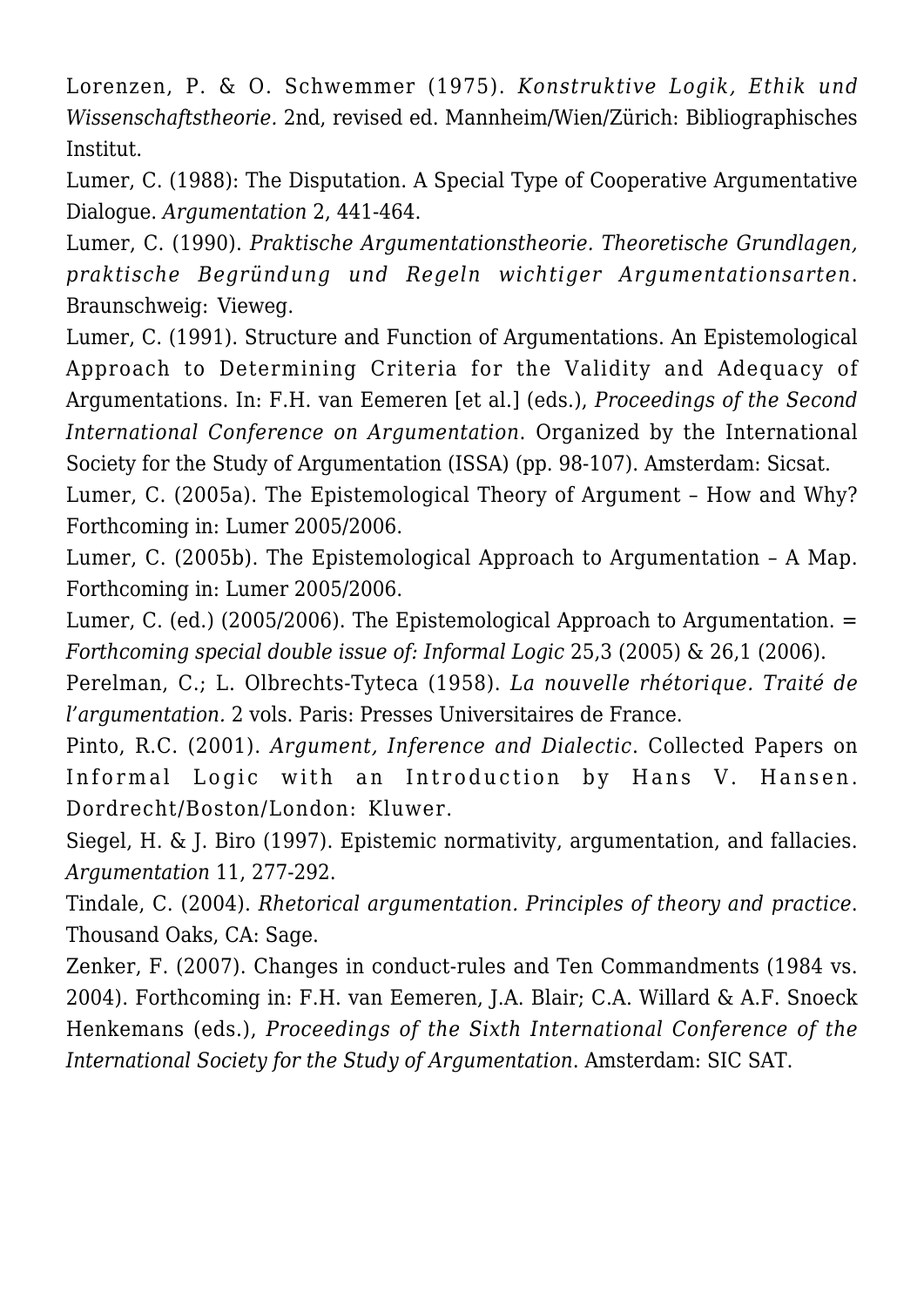Lorenzen, P. & O. Schwemmer (1975). *Konstruktive Logik, Ethik und Wissenschaftstheorie.* 2nd, revised ed. Mannheim/Wien/Zürich: Bibliographisches Institut.

Lumer, C. (1988): The Disputation. A Special Type of Cooperative Argumentative Dialogue. *Argumentation* 2, 441-464.

Lumer, C. (1990). *Praktische Argumentationstheorie. Theoretische Grundlagen, praktische Begründung und Regeln wichtiger Argumentationsarten*. Braunschweig: Vieweg.

Lumer, C. (1991). Structure and Function of Argumentations. An Epistemological Approach to Determining Criteria for the Validity and Adequacy of Argumentations. In: F.H. van Eemeren [et al.] (eds.), *Proceedings of the Second International Conference on Argumentation*. Organized by the International Society for the Study of Argumentation (ISSA) (pp. 98-107). Amsterdam: Sicsat.

Lumer, C. (2005a). The Epistemological Theory of Argument – How and Why? Forthcoming in: Lumer 2005/2006.

Lumer, C. (2005b). The Epistemological Approach to Argumentation – A Map. Forthcoming in: Lumer 2005/2006.

Lumer, C. (ed.) (2005/2006). The Epistemological Approach to Argumentation. = *Forthcoming special double issue of: Informal Logic* 25,3 (2005) & 26,1 (2006).

Perelman, C.; L. Olbrechts-Tyteca (1958). *La nouvelle rhétorique. Traité de l'argumentation.* 2 vols. Paris: Presses Universitaires de France.

Pinto, R.C. (2001). *Argument, Inference and Dialectic*. Collected Papers on Informal Logic with an Introduction by Hans V. Hansen. Dordrecht/Boston/London: Kluwer.

Siegel, H. & J. Biro (1997). Epistemic normativity, argumentation, and fallacies. *Argumentation* 11, 277-292.

Tindale, C. (2004). *Rhetorical argumentation. Principles of theory and practice*. Thousand Oaks, CA: Sage.

Zenker, F. (2007). Changes in conduct-rules and Ten Commandments (1984 vs. 2004). Forthcoming in: F.H. van Eemeren, J.A. Blair; C.A. Willard & A.F. Snoeck Henkemans (eds.), *Proceedings of the Sixth International Conference of the International Society for the Study of Argumentation*. Amsterdam: SIC SAT.